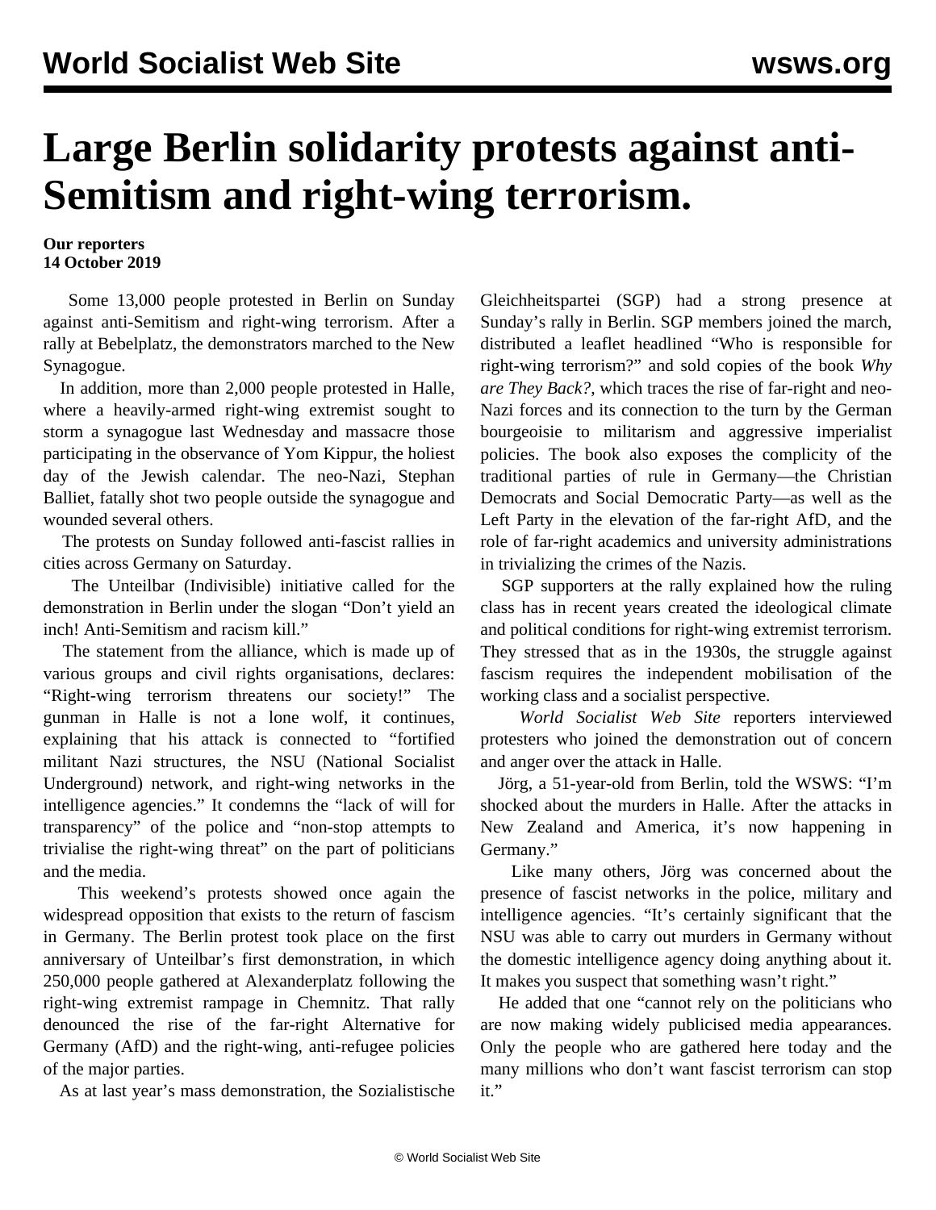# Large Berlin solidarity protests against anti-Semitism and right-wing terrorism.

**Our reporters**
**14 October 2019**

Some 13,000 people protested in Berlin on Sunday against anti-Semitism and right-wing terrorism. After a rally at Bebelplatz, the demonstrators marched to the New Synagogue.

In addition, more than 2,000 people protested in Halle, where a heavily-armed right-wing extremist sought to storm a synagogue last Wednesday and massacre those participating in the observance of Yom Kippur, the holiest day of the Jewish calendar. The neo-Nazi, Stephan Balliet, fatally shot two people outside the synagogue and wounded several others.

The protests on Sunday followed anti-fascist rallies in cities across Germany on Saturday.

The Unteilbar (Indivisible) initiative called for the demonstration in Berlin under the slogan "Don't yield an inch! Anti-Semitism and racism kill."

The statement from the alliance, which is made up of various groups and civil rights organisations, declares: "Right-wing terrorism threatens our society!" The gunman in Halle is not a lone wolf, it continues, explaining that his attack is connected to "fortified militant Nazi structures, the NSU (National Socialist Underground) network, and right-wing networks in the intelligence agencies." It condemns the "lack of will for transparency" of the police and "non-stop attempts to trivialise the right-wing threat" on the part of politicians and the media.

This weekend's protests showed once again the widespread opposition that exists to the return of fascism in Germany. The Berlin protest took place on the first anniversary of Unteilbar's first demonstration, in which 250,000 people gathered at Alexanderplatz following the right-wing extremist rampage in Chemnitz. That rally denounced the rise of the far-right Alternative for Germany (AfD) and the right-wing, anti-refugee policies of the major parties.

As at last year's mass demonstration, the Sozialistische Gleichheitspartei (SGP) had a strong presence at Sunday's rally in Berlin. SGP members joined the march, distributed a leaflet headlined "Who is responsible for right-wing terrorism?" and sold copies of the book *Why are They Back?*, which traces the rise of far-right and neo-Nazi forces and its connection to the turn by the German bourgeoisie to militarism and aggressive imperialist policies. The book also exposes the complicity of the traditional parties of rule in Germany—the Christian Democrats and Social Democratic Party—as well as the Left Party in the elevation of the far-right AfD, and the role of far-right academics and university administrations in trivializing the crimes of the Nazis.

SGP supporters at the rally explained how the ruling class has in recent years created the ideological climate and political conditions for right-wing extremist terrorism. They stressed that as in the 1930s, the struggle against fascism requires the independent mobilisation of the working class and a socialist perspective.

*World Socialist Web Site* reporters interviewed protesters who joined the demonstration out of concern and anger over the attack in Halle.

Jörg, a 51-year-old from Berlin, told the WSWS: "I'm shocked about the murders in Halle. After the attacks in New Zealand and America, it's now happening in Germany."

Like many others, Jörg was concerned about the presence of fascist networks in the police, military and intelligence agencies. "It's certainly significant that the NSU was able to carry out murders in Germany without the domestic intelligence agency doing anything about it. It makes you suspect that something wasn't right."

He added that one "cannot rely on the politicians who are now making widely publicised media appearances. Only the people who are gathered here today and the many millions who don't want fascist terrorism can stop it."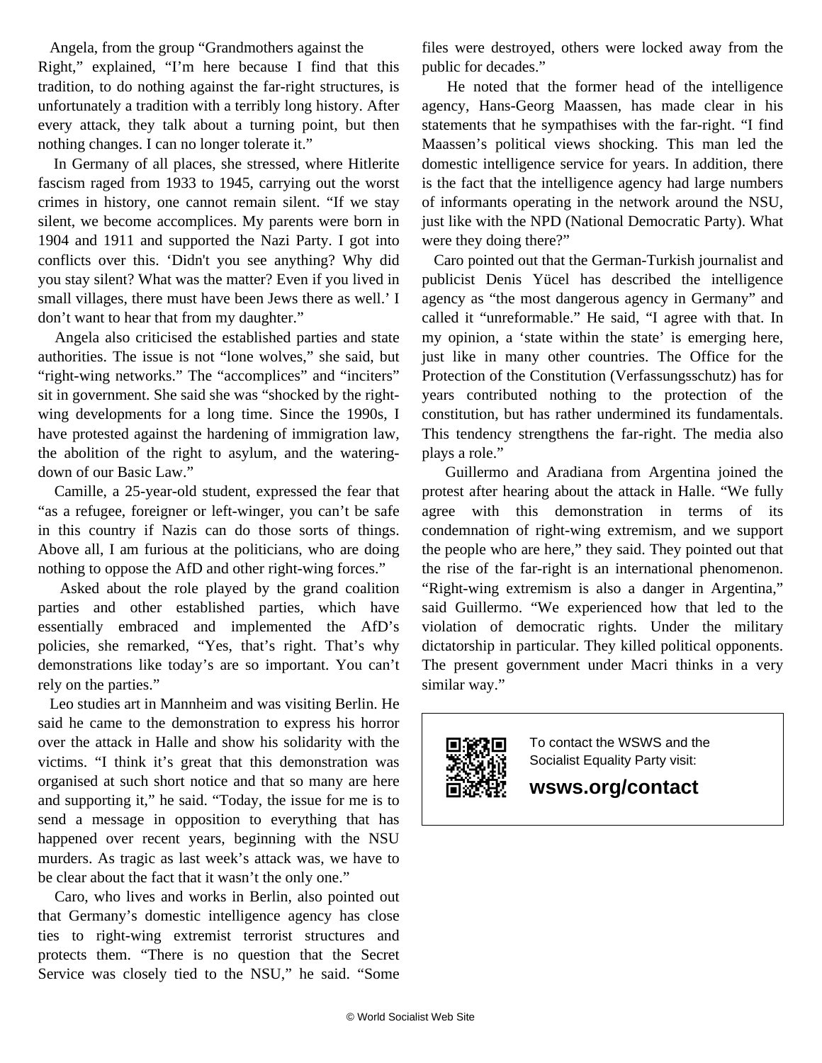Angela, from the group "Grandmothers against the Right," explained, "I'm here because I find that this tradition, to do nothing against the far-right structures, is unfortunately a tradition with a terribly long history. After every attack, they talk about a turning point, but then nothing changes. I can no longer tolerate it."

In Germany of all places, she stressed, where Hitlerite fascism raged from 1933 to 1945, carrying out the worst crimes in history, one cannot remain silent. "If we stay silent, we become accomplices. My parents were born in 1904 and 1911 and supported the Nazi Party. I got into conflicts over this. 'Didn't you see anything? Why did you stay silent? What was the matter? Even if you lived in small villages, there must have been Jews there as well.' I don't want to hear that from my daughter."

Angela also criticised the established parties and state authorities. The issue is not "lone wolves," she said, but "right-wing networks." The "accomplices" and "inciters" sit in government. She said she was "shocked by the right-wing developments for a long time. Since the 1990s, I have protested against the hardening of immigration law, the abolition of the right to asylum, and the watering-down of our Basic Law."

Camille, a 25-year-old student, expressed the fear that "as a refugee, foreigner or left-winger, you can't be safe in this country if Nazis can do those sorts of things. Above all, I am furious at the politicians, who are doing nothing to oppose the AfD and other right-wing forces."

Asked about the role played by the grand coalition parties and other established parties, which have essentially embraced and implemented the AfD's policies, she remarked, "Yes, that's right. That's why demonstrations like today's are so important. You can't rely on the parties."

Leo studies art in Mannheim and was visiting Berlin. He said he came to the demonstration to express his horror over the attack in Halle and show his solidarity with the victims. "I think it's great that this demonstration was organised at such short notice and that so many are here and supporting it," he said. "Today, the issue for me is to send a message in opposition to everything that has happened over recent years, beginning with the NSU murders. As tragic as last week's attack was, we have to be clear about the fact that it wasn't the only one."

Caro, who lives and works in Berlin, also pointed out that Germany's domestic intelligence agency has close ties to right-wing extremist terrorist structures and protects them. "There is no question that the Secret Service was closely tied to the NSU," he said. "Some files were destroyed, others were locked away from the public for decades."

He noted that the former head of the intelligence agency, Hans-Georg Maassen, has made clear in his statements that he sympathises with the far-right. "I find Maassen's political views shocking. This man led the domestic intelligence service for years. In addition, there is the fact that the intelligence agency had large numbers of informants operating in the network around the NSU, just like with the NPD (National Democratic Party). What were they doing there?"

Caro pointed out that the German-Turkish journalist and publicist Denis Yücel has described the intelligence agency as "the most dangerous agency in Germany" and called it "unreformable." He said, "I agree with that. In my opinion, a 'state within the state' is emerging here, just like in many other countries. The Office for the Protection of the Constitution (Verfassungsschutz) has for years contributed nothing to the protection of the constitution, but has rather undermined its fundamentals. This tendency strengthens the far-right. The media also plays a role."

Guillermo and Aradiana from Argentina joined the protest after hearing about the attack in Halle. "We fully agree with this demonstration in terms of its condemnation of right-wing extremism, and we support the people who are here," they said. They pointed out that the rise of the far-right is an international phenomenon. "Right-wing extremism is also a danger in Argentina," said Guillermo. "We experienced how that led to the violation of democratic rights. Under the military dictatorship in particular. They killed political opponents. The present government under Macri thinks in a very similar way."

To contact the WSWS and the Socialist Equality Party visit:

**wsws.org/contact**